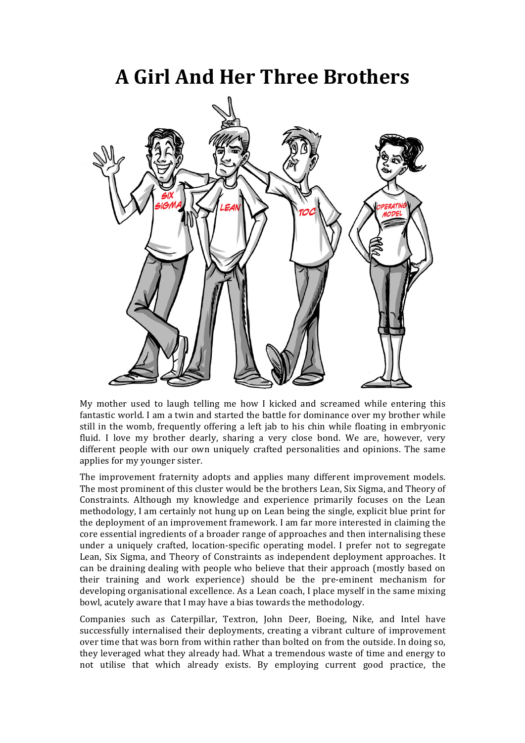# A Girl And Her Three Brothers

My mother used to laugh telling me how I kicked and screamed while entering this fantastic world. I am a twin and started the battle for dominance over my brother while still in the womb, frequently offering a left jab to his chin while floating in embryonic fluid. I love my brother dearly, sharing a very close bond. We are, however, very different people with our own uniquely crafted personalities and opinions. The same applies for my younger sister.

The improvement fraternity adopts and applies many different improvement models. The most prominent of this cluster would be the brothers Lean, Six Sigma, and Theory of Constraints. Although my knowledge and experience primarily focuses on the Lean methodology, I am certainly not hung up on Lean being the single, explicit blue print for the deployment of an improvement framework. I am far more interested in claiming the core essential ingredients of a broader range of approaches and then internalising these under a uniquely crafted, location-specific operating model. I prefer not to segregate Lean, Six Sigma, and Theory of Constraints as independent deployment approaches. It can be draining dealing with people who believe that their approach (mostly based on their training and work experience) should be the pre-eminent mechanism for developing organisational excellence. As a Lean coach, I place myself in the same mixing bowl, acutely aware that I may have a bias towards the methodology.

Companies such as Caterpillar, Textron, John Deer, Boeing, Nike, and Intel have successfully internalised their deployments, creating a vibrant culture of improvement over time that was born from within rather than bolted on from the outside. In doing so, they leveraged what they already had. What a tremendous waste of time and energy to not utilise that which already exists. By employing current good practice, the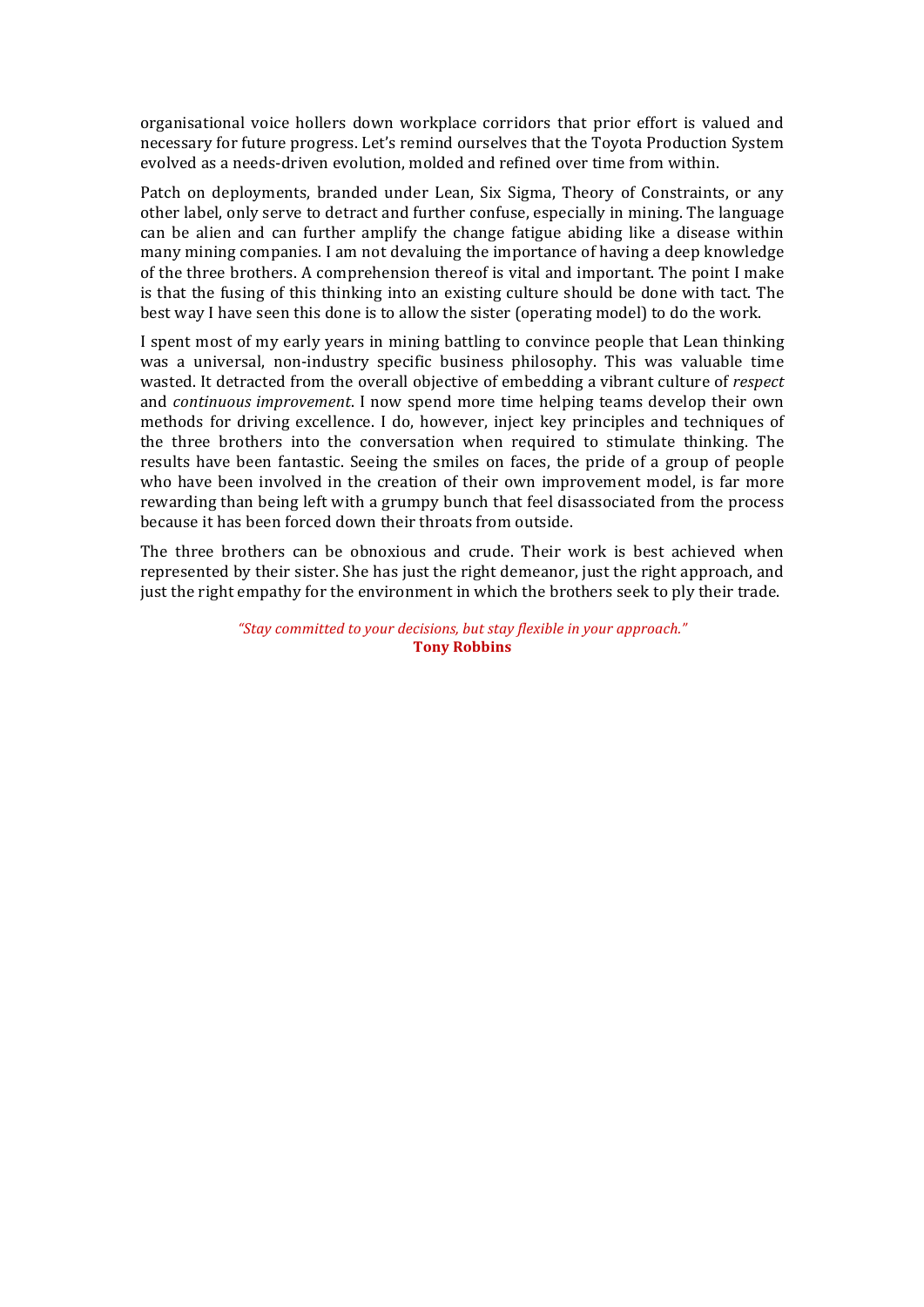organisational voice hollers down workplace corridors that prior effort is valued and necessary for future progress. Let's remind ourselves that the Toyota Production System evolved as a needs-driven evolution, molded and refined over time from within.

Patch on deployments, branded under Lean, Six Sigma, Theory of Constraints, or any other label, only serve to detract and further confuse, especially in mining. The language can be alien and can further amplify the change fatigue abiding like a disease within many mining companies. I am not devaluing the importance of having a deep knowledge of the three brothers. A comprehension thereof is vital and important. The point I make is that the fusing of this thinking into an existing culture should be done with tact. The best way I have seen this done is to allow the sister (operating model) to do the work.

I spent most of my early years in mining battling to convince people that Lean thinking was a universal, non-industry specific business philosophy. This was valuable time wasted. It detracted from the overall objective of embedding a vibrant culture of *respect* and *continuous improvement*. I now spend more time helping teams develop their own methods for driving excellence. I do, however, inject key principles and techniques of the three brothers into the conversation when required to stimulate thinking. The results have been fantastic. Seeing the smiles on faces, the pride of a group of people who have been involved in the creation of their own improvement model, is far more rewarding than being left with a grumpy bunch that feel disassociated from the process because it has been forced down their throats from outside.

The three brothers can be obnoxious and crude. Their work is best achieved when represented by their sister. She has just the right demeanor, just the right approach, and just the right empathy for the environment in which the brothers seek to ply their trade.

*"Stay committed to your decisions, but stay flexible in your approach."*
**Tony Robbins**